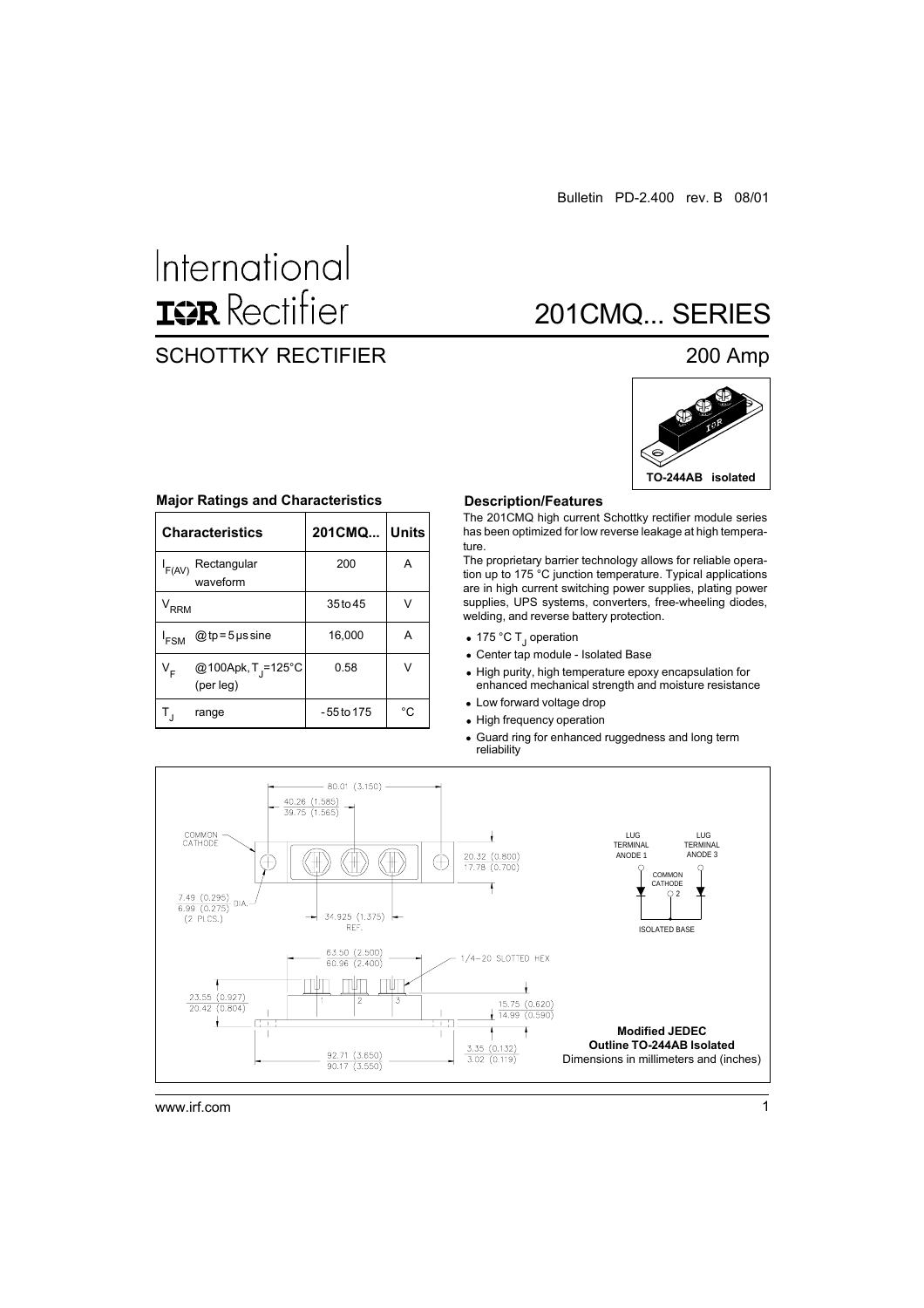Bulletin PD-2.400 rev. B 08/01

# International IOR Rectifier

# 201CMQ... SERIES

## SCHOTTKY RECTIFIER

## 200 Amp

TO-244AB isolated

### Major Ratings and Characteristics

| Characteristics | 201CMQ... | Units |
|---|---|---|
| $I_{F(AV)}$ Rectangular waveform | 200 | A |
| $V_{RRM}$ | 35 to 45 | V |
| $I_{FSM}$ @ tp = 5 µs sine | 16,000 | A |
| $V_F$ @100Apk, $T_J$=125°C (per leg) | 0.58 | V |
| $T_J$ range | - 55 to 175 | °C |

### Description/Features

The 201CMQ high current Schottky rectifier module series has been optimized for low reverse leakage at high temperature.

The proprietary barrier technology allows for reliable operation up to 175 °C junction temperature. Typical applications are in high current switching power supplies, plating power supplies, UPS systems, converters, free-wheeling diodes, welding, and reverse battery protection.

- 175 °C $T_J$ operation
- Center tap module - Isolated Base
- High purity, high temperature epoxy encapsulation for enhanced mechanical strength and moisture resistance
- Low forward voltage drop
- High frequency operation
- Guard ring for enhanced ruggedness and long term reliability

COMMON CATHODE

80.01 (3.150)

40.26 (1.585)
39.75 (1.565)

20.32 (0.800)
17.78 (0.700)

7.49 (0.295)
6.99 (0.275) DIA.
(2 PLCS.)

34.925 (1.375) REF.

63.50 (2.500)
60.96 (2.400)

1/4-20 SLOTTED HEX

23.55 (0.927)
20.42 (0.804)

15.75 (0.620)
14.99 (0.590)

92.71 (3.650)
90.17 (3.550)

3.35 (0.132)
3.02 (0.119)

LUG TERMINAL ANODE 1

LUG TERMINAL ANODE 3

COMMON CATHODE 2

ISOLATED BASE

**Modified JEDEC Outline TO-244AB Isolated**

Dimensions in millimeters and (inches)

www.irf.com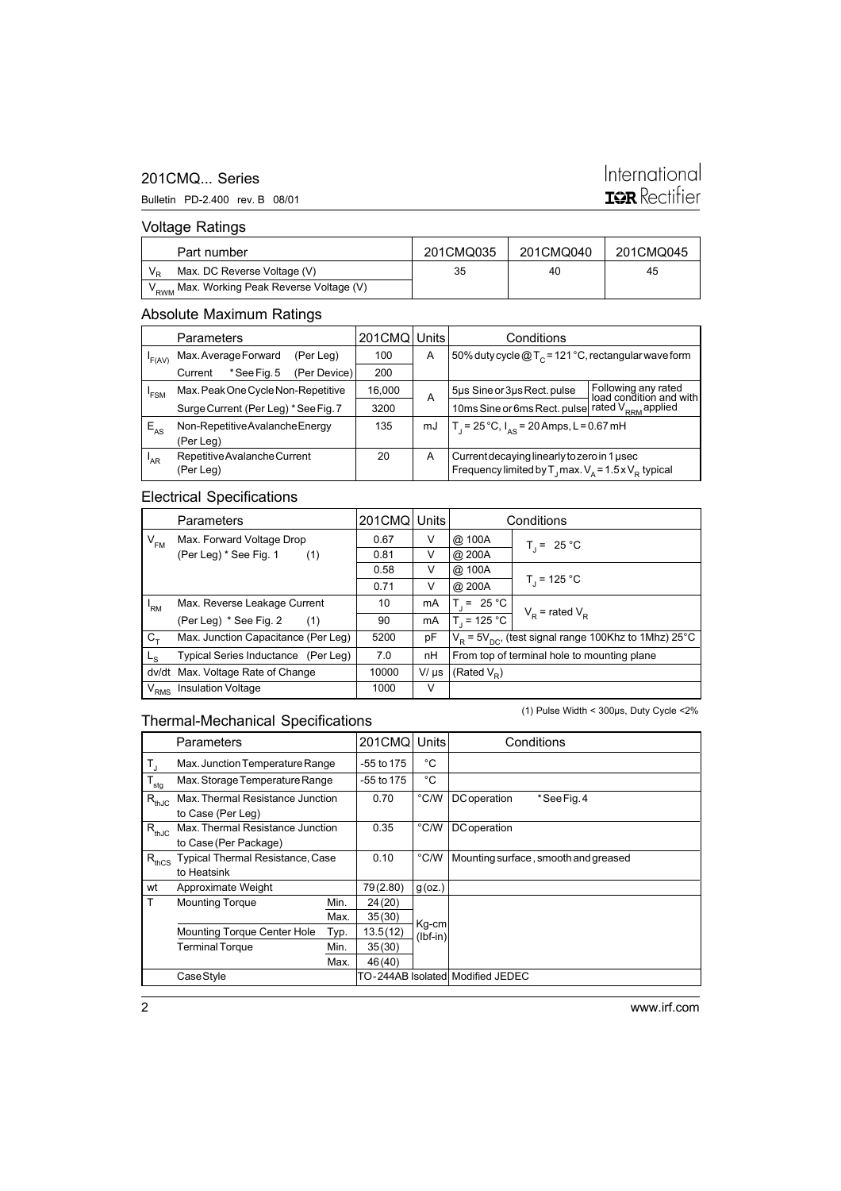## Voltage Ratings

| | Part number | 201CMQ035 | 201CMQ040 | 201CMQ045 |
|---|---|---|---|---|
| $V_R$ | Max. DC Reverse Voltage (V) | 35 | 40 | 45 |
| $V_{RWM}$ | Max. Working Peak Reverse Voltage (V) | | | |

## Absolute Maximum Ratings

| | Parameters | 201CMQ | Units | Conditions | |
|---|---|---|---|---|---|
| $I_{F(AV)}$ | Max. Average Forward (Per Leg) | 100 | A | 50% duty cycle @ $T_C$ = 121 °C, rectangular wave form | |
| | Current * See Fig. 5 (Per Device) | 200 | | | |
| $I_{FSM}$ | Max. Peak One Cycle Non-Repetitive | 16,000 | A | 5µs Sine or 3µs Rect. pulse | Following any rated load condition and with rated $V_{RRM}$ applied |
| | Surge Current (Per Leg) * See Fig. 7 | 3200 | | 10ms Sine or 6ms Rect. pulse | |
| $E_{AS}$ | Non-Repetitive Avalanche Energy (Per Leg) | 135 | mJ | $T_J$ = 25 °C, $I_{AS}$ = 20 Amps, L = 0.67 mH | |
| $I_{AR}$ | Repetitive Avalanche Current (Per Leg) | 20 | A | Current decaying linearly to zero in 1 µsec Frequency limited by $T_J$ max. $V_A$ = 1.5 x $V_R$ typical | |

## Electrical Specifications

| | Parameters | 201CMQ | Units | Conditions | |
|---|---|---|---|---|---|
| $V_{FM}$ | Max. Forward Voltage Drop | 0.67 | V | @ 100A | $T_J$ = 25 °C |
| | (Per Leg) * See Fig. 1 (1) | 0.81 | V | @ 200A | |
| | | 0.58 | V | @ 100A | $T_J$ = 125 °C |
| | | 0.71 | V | @ 200A | |
| $I_{RM}$ | Max. Reverse Leakage Current | 10 | mA | $T_J$ = 25 °C | $V_R$ = rated $V_R$ |
| | (Per Leg) * See Fig. 2 (1) | 90 | mA | $T_J$ = 125 °C | |
| $C_T$ | Max. Junction Capacitance (Per Leg) | 5200 | pF | $V_R$ = 5$V_{DC}$, (test signal range 100Khz to 1Mhz) 25°C | |
| $L_S$ | Typical Series Inductance (Per Leg) | 7.0 | nH | From top of terminal hole to mounting plane | |
| dv/dt | Max. Voltage Rate of Change | 10000 | V/ µs | (Rated $V_R$) | |
| $V_{RMS}$ | Insulation Voltage | 1000 | V | | |

(1) Pulse Width < 300µs, Duty Cycle <2%

## Thermal-Mechanical Specifications

| | Parameters | | 201CMQ | Units | Conditions |
|---|---|---|---|---|---|
| $T_J$ | Max. Junction Temperature Range | | -55 to 175 | °C | |
| $T_{stg}$ | Max. Storage Temperature Range | | -55 to 175 | °C | |
| $R_{thJC}$ | Max. Thermal Resistance Junction to Case (Per Leg) | | 0.70 | °C/W | DC operation * See Fig. 4 |
| $R_{thJC}$ | Max. Thermal Resistance Junction to Case (Per Package) | | 0.35 | °C/W | DC operation |
| $R_{thCS}$ | Typical Thermal Resistance, Case to Heatsink | | 0.10 | °C/W | Mounting surface, smooth and greased |
| wt | Approximate Weight | | 79 (2.80) | g (oz.) | |
| T | Mounting Torque | Min. | 24 (20) | Kg-cm (lbf-in) | |
| | | Max. | 35 (30) | | |
| | Mounting Torque Center Hole | Typ. | 13.5 (12) | | |
| | Terminal Torque | Min. | 35 (30) | | |
| | | Max. | 46 (40) | | |
| | Case Style | | TO-244AB Isolated | | Modified JEDEC |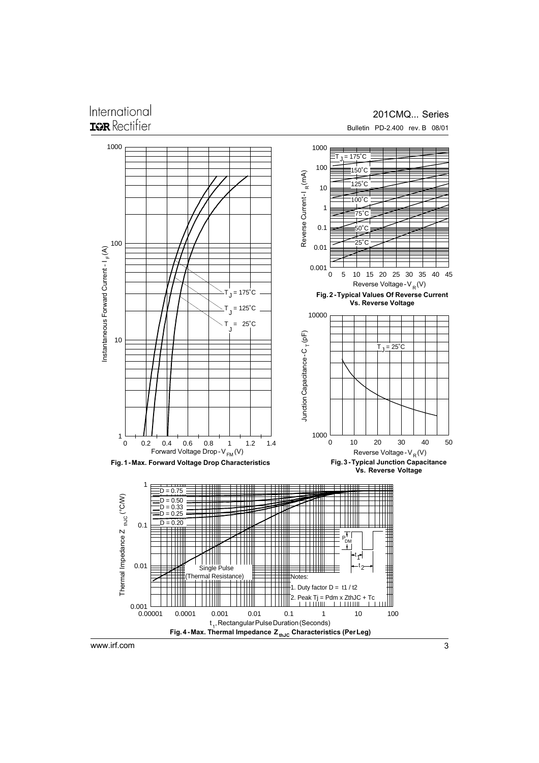Fig. 1 - Max. Forward Voltage Drop Characteristics

Fig. 2 - Typical Values Of Reverse Current Vs. Reverse Voltage

Fig. 3 - Typical Junction Capacitance Vs. Reverse Voltage

Fig. 4 - Max. Thermal Impedance $Z_{thJC}$ Characteristics (Per Leg)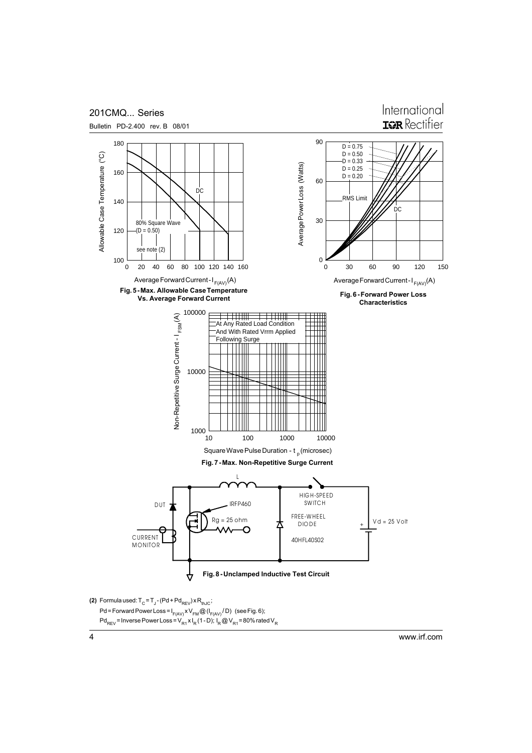Fig. 5 - Max. Allowable Case Temperature Vs. Average Forward Current

Fig. 6 - Forward Power Loss Characteristics

Fig. 7 - Max. Non-Repetitive Surge Current

Fig. 8 - Unclamped Inductive Test Circuit

**(2)** Formula used: $T_C = T_J - (Pd + Pd_{REV}) \times R_{thJC}$;

$Pd$ = Forward Power Loss = $I_{F(AV)} \times V_{FM}$ @ $(I_{F(AV)} / D)$ (see Fig. 6);

$Pd_{REV}$ = Inverse Power Loss = $V_{R1} \times I_R (1 - D)$; $I_R$ @ $V_{R1}$ = 80% rated $V_R$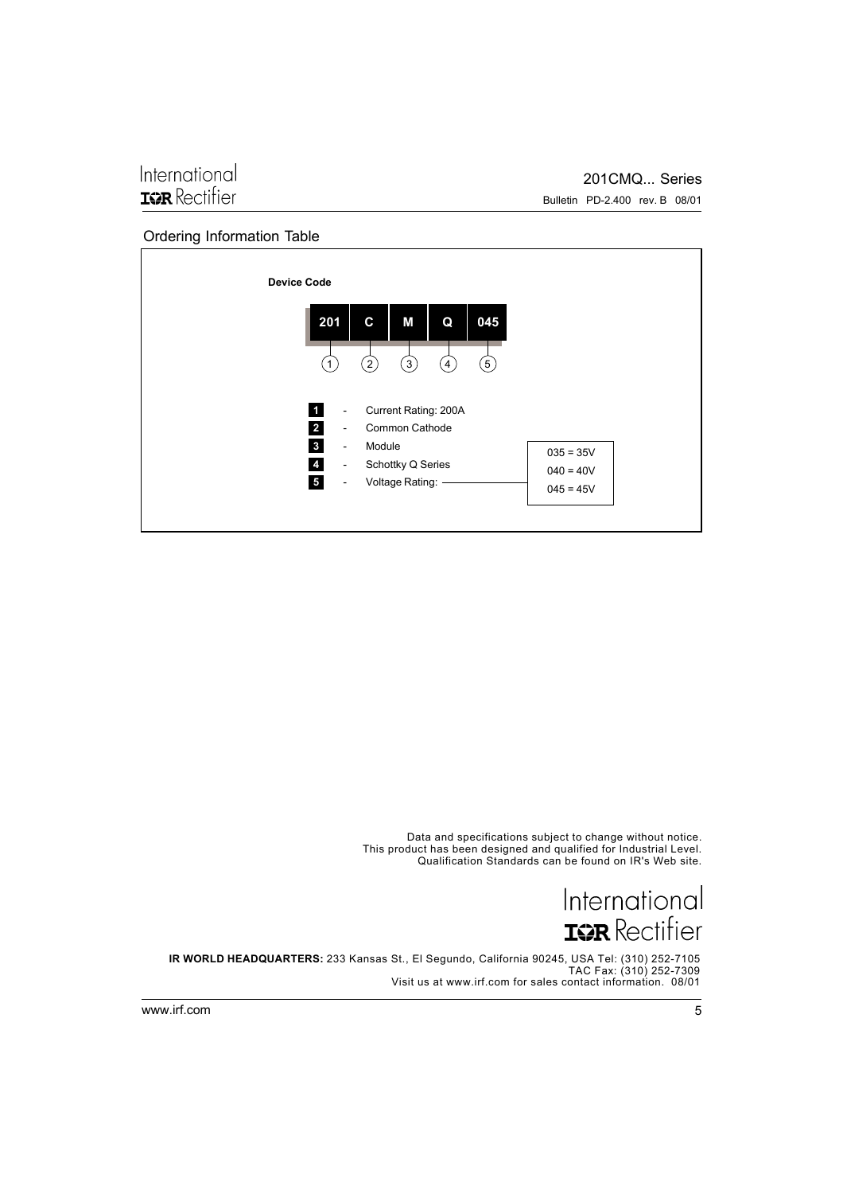## Ordering Information Table

**Device Code**

| 201 | C | M | Q | 045 |
|---|---|---|---|---|
| 1 | 2 | 3 | 4 | 5 |

- **1** - Current Rating: 200A
- **2** - Common Cathode
- **3** - Module
- **4** - Schottky Q Series
- **5** - Voltage Rating:
  - 035 = 35V
  - 040 = 40V
  - 045 = 45V

Data and specifications subject to change without notice.
This product has been designed and qualified for Industrial Level.
Qualification Standards can be found on IR's Web site.

International
IOR Rectifier

**IR WORLD HEADQUARTERS:** 233 Kansas St., El Segundo, California 90245, USA Tel: (310) 252-7105
TAC Fax: (310) 252-7309
Visit us at www.irf.com for sales contact information. 08/01